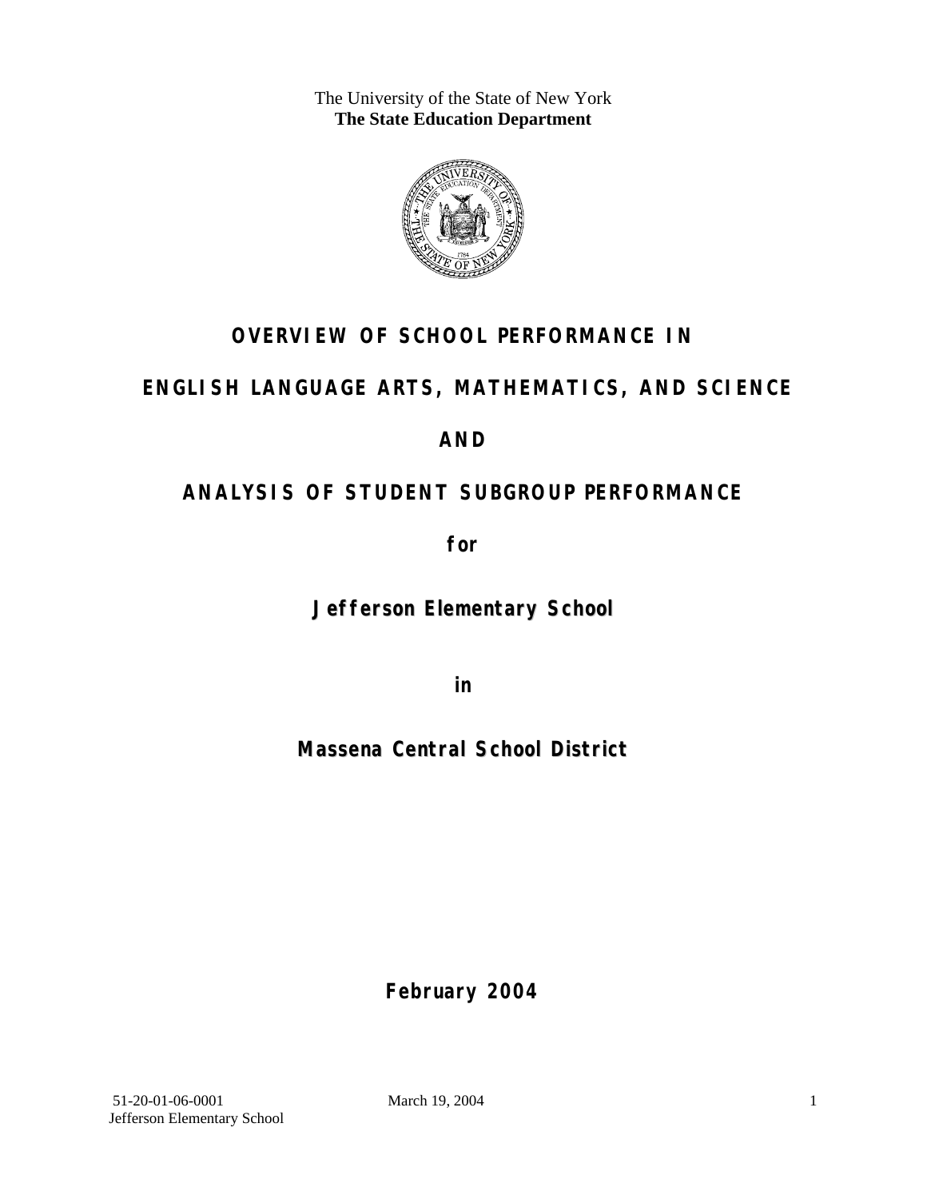The University of the State of New York
**The State Education Department**

# OVERVIEW OF SCHOOL PERFORMANCE IN

# ENGLISH LANGUAGE ARTS, MATHEMATICS, AND SCIENCE

# AND

# ANALYSIS OF STUDENT SUBGROUP PERFORMANCE

**for**

**Jefferson Elementary School**

**in**

**Massena Central School District**

**February 2004**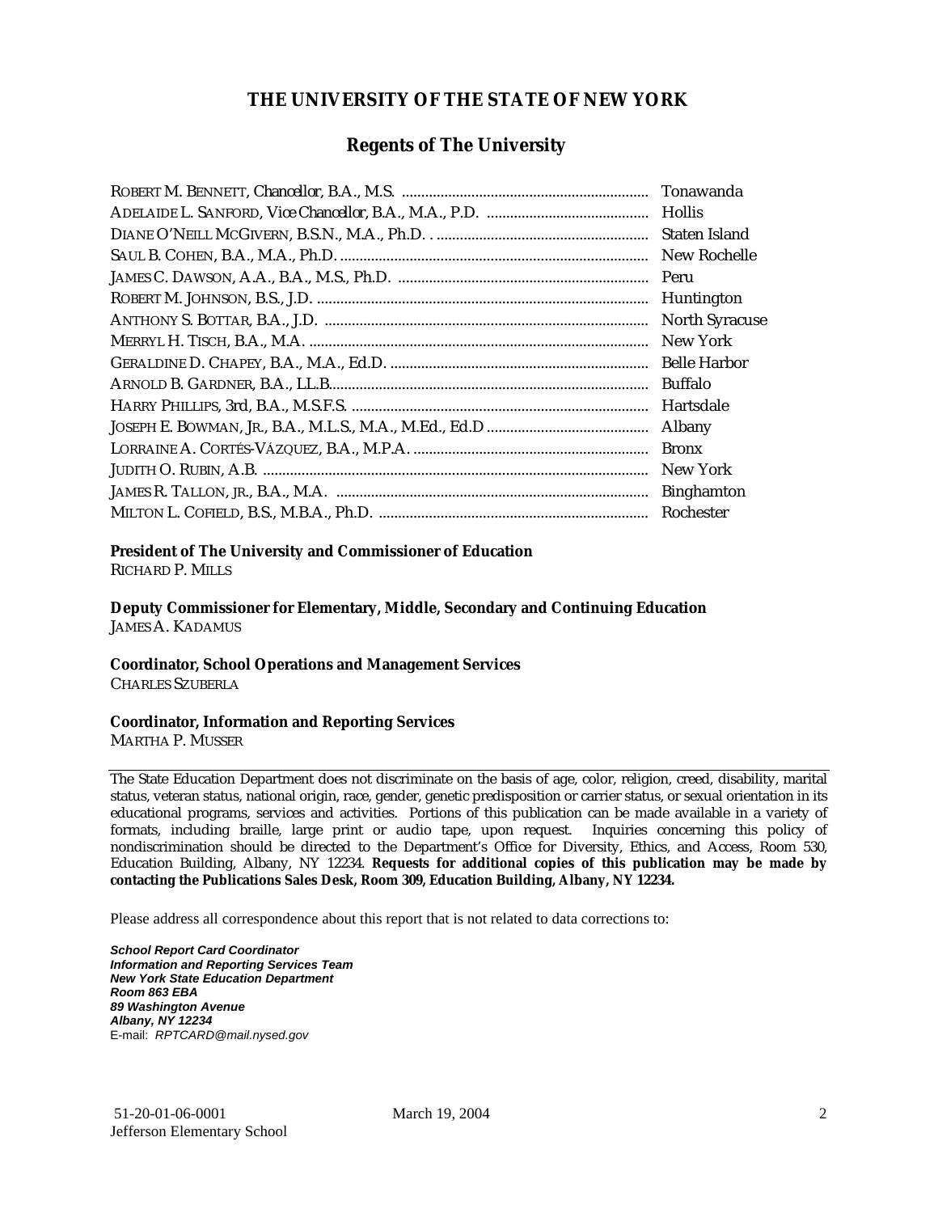# THE UNIVERSITY OF THE STATE OF NEW YORK

## Regents of The University

| | |
|---|---|
| ROBERT M. BENNETT, *Chancellor*, B.A., M.S. | Tonawanda |
| ADELAIDE L. SANFORD, *Vice Chancellor*, B.A., M.A., P.D. | Hollis |
| DIANE O'NEILL MCGIVERN, B.S.N., M.A., Ph.D. | Staten Island |
| SAUL B. COHEN, B.A., M.A., Ph.D. | New Rochelle |
| JAMES C. DAWSON, A.A., B.A., M.S., Ph.D. | Peru |
| ROBERT M. JOHNSON, B.S., J.D. | Huntington |
| ANTHONY S. BOTTAR, B.A., J.D. | North Syracuse |
| MERRYL H. TISCH, B.A., M.A. | New York |
| GERALDINE D. CHAPEY, B.A., M.A., Ed.D. | Belle Harbor |
| ARNOLD B. GARDNER, B.A., LL.B. | Buffalo |
| HARRY PHILLIPS, 3rd, B.A., M.S.F.S. | Hartsdale |
| JOSEPH E. BOWMAN, JR., B.A., M.L.S., M.A., M.Ed., Ed.D | Albany |
| LORRAINE A. CORTÉS-VÁZQUEZ, B.A., M.P.A. | Bronx |
| JUDITH O. RUBIN, A.B. | New York |
| JAMES R. TALLON, JR., B.A., M.A. | Binghamton |
| MILTON L. COFIELD, B.S., M.B.A., Ph.D. | Rochester |

**President of The University and Commissioner of Education**
RICHARD P. MILLS

**Deputy Commissioner for Elementary, Middle, Secondary and Continuing Education**
JAMES A. KADAMUS

**Coordinator, School Operations and Management Services**
CHARLES SZUBERLA

**Coordinator, Information and Reporting Services**
MARTHA P. MUSSER

---

The State Education Department does not discriminate on the basis of age, color, religion, creed, disability, marital status, veteran status, national origin, race, gender, genetic predisposition or carrier status, or sexual orientation in its educational programs, services and activities. Portions of this publication can be made available in a variety of formats, including braille, large print or audio tape, upon request. Inquiries concerning this policy of nondiscrimination should be directed to the Department's Office for Diversity, Ethics, and Access, Room 530, Education Building, Albany, NY 12234. **Requests for additional copies of this publication may be made by contacting the Publications Sales Desk, Room 309, Education Building, Albany, NY 12234.**

Please address all correspondence about this report that is not related to data corrections to:

***School Report Card Coordinator***
***Information and Reporting Services Team***
***New York State Education Department***
***Room 863 EBA***
***89 Washington Avenue***
***Albany, NY 12234***
E-mail: *RPTCARD@mail.nysed.gov*

51-20-01-06-0001 March 19, 2004
Jefferson Elementary School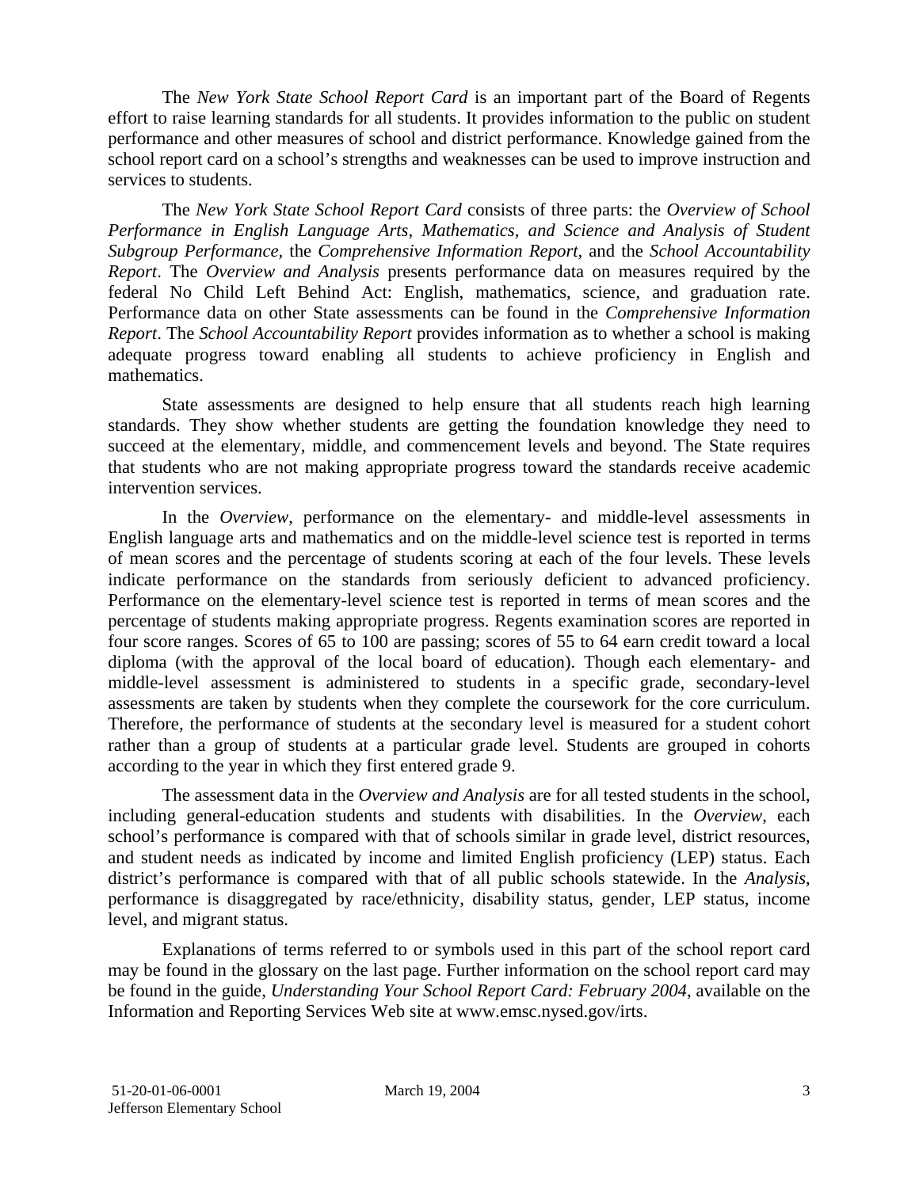The *New York State School Report Card* is an important part of the Board of Regents effort to raise learning standards for all students. It provides information to the public on student performance and other measures of school and district performance. Knowledge gained from the school report card on a school's strengths and weaknesses can be used to improve instruction and services to students.

The *New York State School Report Card* consists of three parts: the *Overview of School Performance in English Language Arts, Mathematics, and Science and Analysis of Student Subgroup Performance,* the *Comprehensive Information Report,* and the *School Accountability Report*. The *Overview and Analysis* presents performance data on measures required by the federal No Child Left Behind Act: English, mathematics, science, and graduation rate. Performance data on other State assessments can be found in the *Comprehensive Information Report*. The *School Accountability Report* provides information as to whether a school is making adequate progress toward enabling all students to achieve proficiency in English and mathematics.

State assessments are designed to help ensure that all students reach high learning standards. They show whether students are getting the foundation knowledge they need to succeed at the elementary, middle, and commencement levels and beyond. The State requires that students who are not making appropriate progress toward the standards receive academic intervention services.

In the *Overview*, performance on the elementary- and middle-level assessments in English language arts and mathematics and on the middle-level science test is reported in terms of mean scores and the percentage of students scoring at each of the four levels. These levels indicate performance on the standards from seriously deficient to advanced proficiency. Performance on the elementary-level science test is reported in terms of mean scores and the percentage of students making appropriate progress. Regents examination scores are reported in four score ranges. Scores of 65 to 100 are passing; scores of 55 to 64 earn credit toward a local diploma (with the approval of the local board of education). Though each elementary- and middle-level assessment is administered to students in a specific grade, secondary-level assessments are taken by students when they complete the coursework for the core curriculum. Therefore, the performance of students at the secondary level is measured for a student cohort rather than a group of students at a particular grade level. Students are grouped in cohorts according to the year in which they first entered grade 9.

The assessment data in the *Overview and Analysis* are for all tested students in the school, including general-education students and students with disabilities. In the *Overview*, each school's performance is compared with that of schools similar in grade level, district resources, and student needs as indicated by income and limited English proficiency (LEP) status. Each district's performance is compared with that of all public schools statewide. In the *Analysis*, performance is disaggregated by race/ethnicity, disability status, gender, LEP status, income level, and migrant status.

Explanations of terms referred to or symbols used in this part of the school report card may be found in the glossary on the last page. Further information on the school report card may be found in the guide, *Understanding Your School Report Card: February 2004*, available on the Information and Reporting Services Web site at www.emsc.nysed.gov/irts.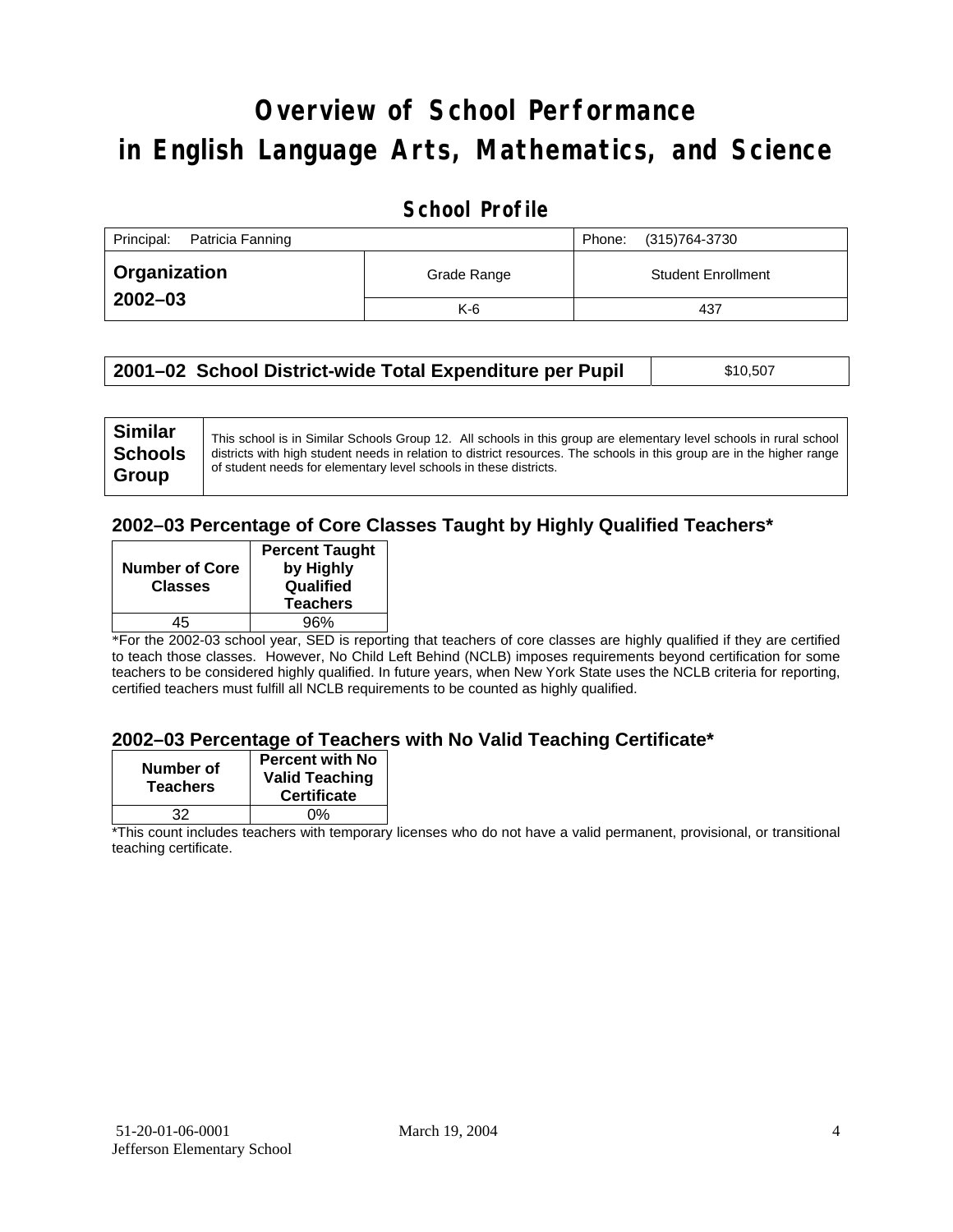# Overview of School Performance in English Language Arts, Mathematics, and Science

## School Profile

| Principal: Patricia Fanning | | Phone: (315)764-3730 |
|---|---|---|
| **Organization 2002–03** | Grade Range | Student Enrollment |
| | K-6 | 437 |

| **2001–02 School District-wide Total Expenditure per Pupil** | $10,507 |
|---|---|

| **Similar Schools Group** | This school is in Similar Schools Group 12. All schools in this group are elementary level schools in rural school districts with high student needs in relation to district resources. The schools in this group are in the higher range of student needs for elementary level schools in these districts. |
|---|---|

### 2002–03 Percentage of Core Classes Taught by Highly Qualified Teachers*

| Number of Core Classes | Percent Taught by Highly Qualified Teachers |
|---|---|
| 45 | 96% |

*For the 2002-03 school year, SED is reporting that teachers of core classes are highly qualified if they are certified to teach those classes. However, No Child Left Behind (NCLB) imposes requirements beyond certification for some teachers to be considered highly qualified. In future years, when New York State uses the NCLB criteria for reporting, certified teachers must fulfill all NCLB requirements to be counted as highly qualified.

### 2002–03 Percentage of Teachers with No Valid Teaching Certificate*

| Number of Teachers | Percent with No Valid Teaching Certificate |
|---|---|
| 32 | 0% |

*This count includes teachers with temporary licenses who do not have a valid permanent, provisional, or transitional teaching certificate.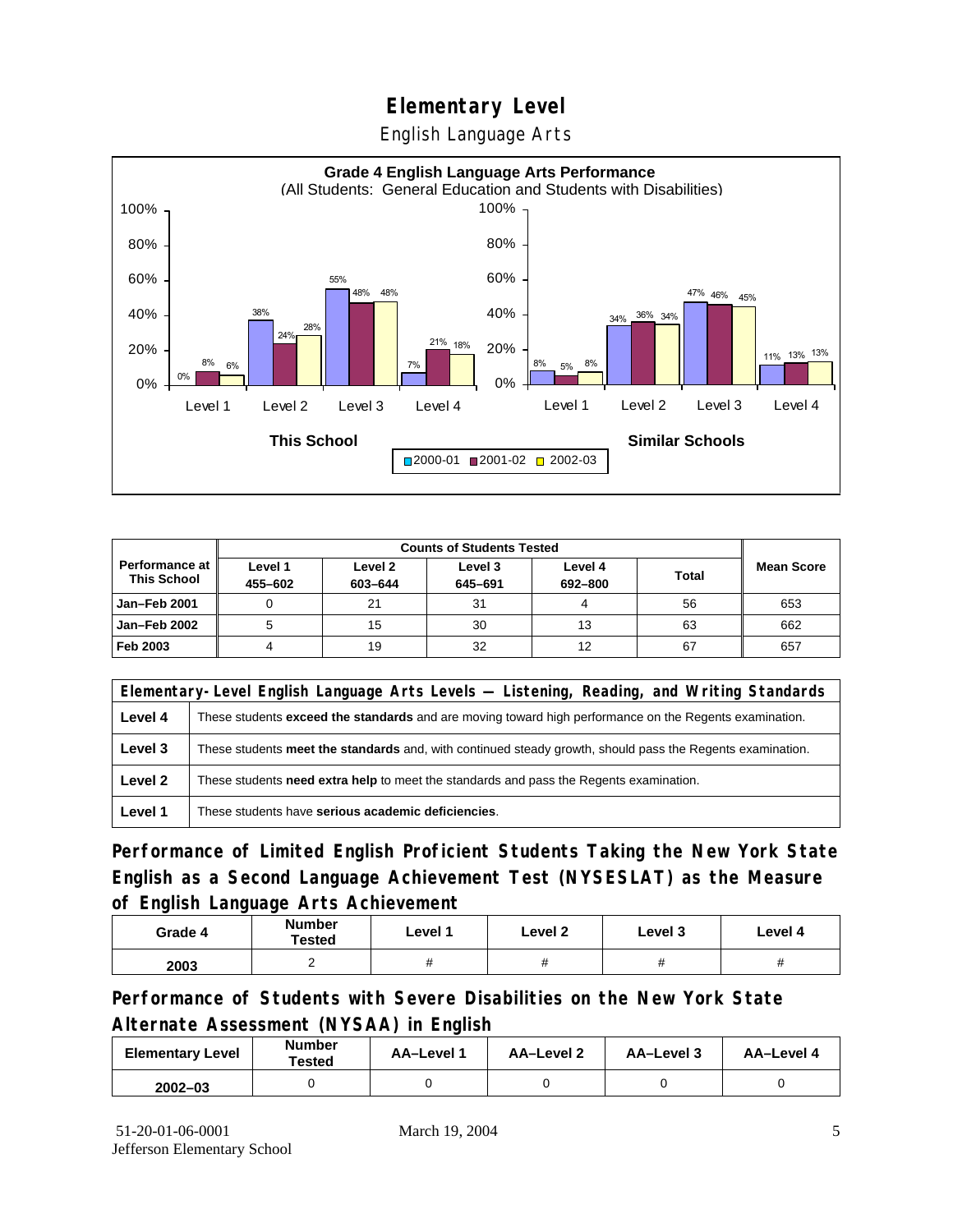# Elementary Level

English Language Arts

**Grade 4 English Language Arts Performance**
(All Students: General Education and Students with Disabilities)

| This School | 2000-01 | 2001-02 | 2002-03 |
|---|---|---|---|
| Level 1 | 0% | 8% | 6% |
| Level 2 | 38% | 24% | 28% |
| Level 3 | 55% | 48% | 48% |
| Level 4 | 7% | 21% | 18% |

| Similar Schools | 2000-01 | 2001-02 | 2002-03 |
|---|---|---|---|
| Level 1 | 8% | 5% | 8% |
| Level 2 | 34% | 36% | 34% |
| Level 3 | 47% | 46% | 45% |
| Level 4 | 11% | 13% | 13% |

| Performance at This School | Counts of Students Tested | | | | | Mean Score |
|---|---|---|---|---|---|---|
| | Level 1 455–602 | Level 2 603–644 | Level 3 645–691 | Level 4 692–800 | Total | |
| Jan–Feb 2001 | 0 | 21 | 31 | 4 | 56 | 653 |
| Jan–Feb 2002 | 5 | 15 | 30 | 13 | 63 | 662 |
| Feb 2003 | 4 | 19 | 32 | 12 | 67 | 657 |

| Elementary-Level English Language Arts Levels — Listening, Reading, and Writing Standards | |
|---|---|
| Level 4 | These students **exceed the standards** and are moving toward high performance on the Regents examination. |
| Level 3 | These students **meet the standards** and, with continued steady growth, should pass the Regents examination. |
| Level 2 | These students **need extra help** to meet the standards and pass the Regents examination. |
| Level 1 | These students have **serious academic deficiencies**. |

## Performance of Limited English Proficient Students Taking the New York State English as a Second Language Achievement Test (NYSESLAT) as the Measure of English Language Arts Achievement

| Grade 4 | Number Tested | Level 1 | Level 2 | Level 3 | Level 4 |
|---|---|---|---|---|---|
| 2003 | 2 | # | # | # | # |

## Performance of Students with Severe Disabilities on the New York State Alternate Assessment (NYSAA) in English

| Elementary Level | Number Tested | AA–Level 1 | AA–Level 2 | AA–Level 3 | AA–Level 4 |
|---|---|---|---|---|---|
| 2002–03 | 0 | 0 | 0 | 0 | 0 |

51-20-01-06-0001 Jefferson Elementary School | March 19, 2004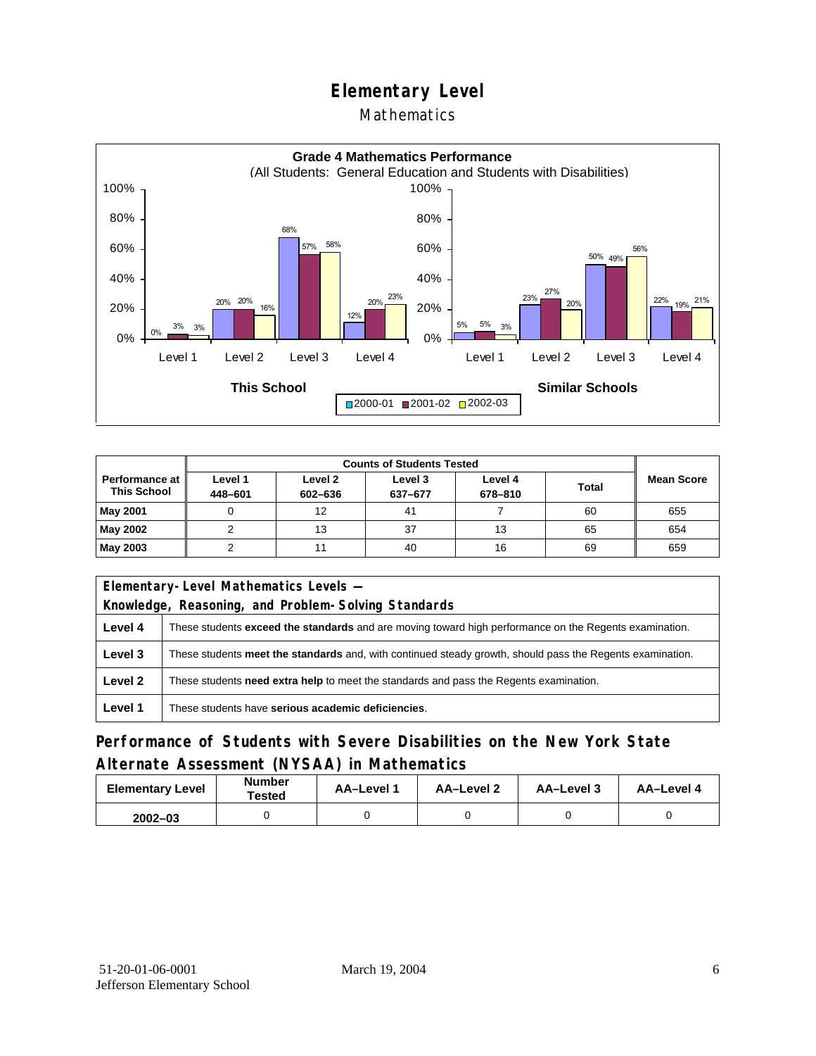# Elementary Level

## Mathematics

**Grade 4 Mathematics Performance**
(All Students: General Education and Students with Disabilities)

| | This School 2000-01 | This School 2001-02 | This School 2002-03 | Similar Schools 2000-01 | Similar Schools 2001-02 | Similar Schools 2002-03 |
|---|---|---|---|---|---|---|
| Level 1 | 0% | 3% | 3% | 5% | 5% | 3% |
| Level 2 | 20% | 20% | 16% | 23% | 27% | 20% |
| Level 3 | 68% | 57% | 58% | 50% | 49% | 56% |
| Level 4 | 12% | 20% | 23% | 22% | 19% | 21% |

| Performance at This School | Counts of Students Tested | | | | | Mean Score |
|---|---|---|---|---|---|---|
| | Level 1 448–601 | Level 2 602–636 | Level 3 637–677 | Level 4 678–810 | Total | |
| May 2001 | 0 | 12 | 41 | 7 | 60 | 655 |
| May 2002 | 2 | 13 | 37 | 13 | 65 | 654 |
| May 2003 | 2 | 11 | 40 | 16 | 69 | 659 |

| Elementary-Level Mathematics Levels — Knowledge, Reasoning, and Problem-Solving Standards | |
|---|---|
| Level 4 | These students **exceed the standards** and are moving toward high performance on the Regents examination. |
| Level 3 | These students **meet the standards** and, with continued steady growth, should pass the Regents examination. |
| Level 2 | These students **need extra help** to meet the standards and pass the Regents examination. |
| Level 1 | These students have **serious academic deficiencies**. |

## Performance of Students with Severe Disabilities on the New York State Alternate Assessment (NYSAA) in Mathematics

| Elementary Level | Number Tested | AA–Level 1 | AA–Level 2 | AA–Level 3 | AA–Level 4 |
|---|---|---|---|---|---|
| 2002–03 | 0 | 0 | 0 | 0 | 0 |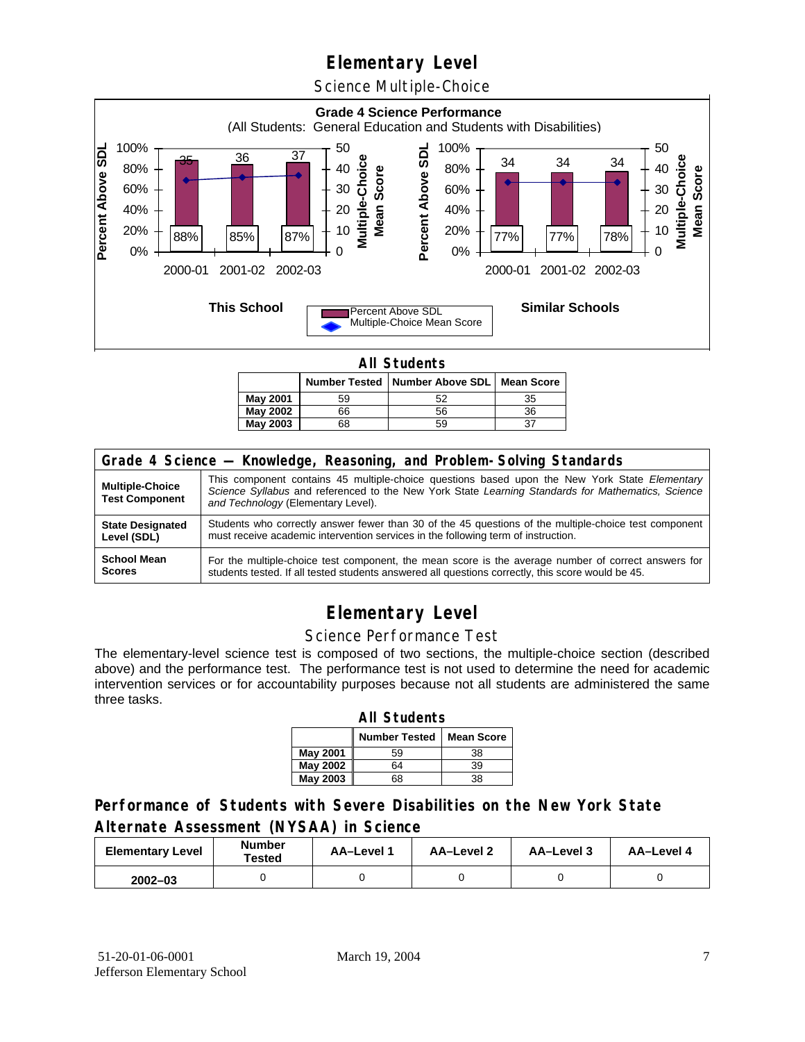# Elementary Level

## Science Multiple-Choice

**Grade 4 Science Performance**
(All Students: General Education and Students with Disabilities)

**This School**

| | 2000-01 | 2001-02 | 2002-03 |
|---|---|---|---|
| Percent Above SDL | 88% | 85% | 87% |
| Multiple-Choice Mean Score | 35 | 36 | 37 |

**Similar Schools**

| | 2000-01 | 2001-02 | 2002-03 |
|---|---|---|---|
| Percent Above SDL | 77% | 77% | 78% |
| Multiple-Choice Mean Score | 34 | 34 | 34 |

**All Students**

| | Number Tested | Number Above SDL | Mean Score |
|---|---|---|---|
| **May 2001** | 59 | 52 | 35 |
| **May 2002** | 66 | 56 | 36 |
| **May 2003** | 68 | 59 | 37 |

| Grade 4 Science — Knowledge, Reasoning, and Problem-Solving Standards | |
|---|---|
| **Multiple-Choice Test Component** | This component contains 45 multiple-choice questions based upon the New York State *Elementary Science Syllabus* and referenced to the New York State *Learning Standards for Mathematics, Science and Technology* (Elementary Level). |
| **State Designated Level (SDL)** | Students who correctly answer fewer than 30 of the 45 questions of the multiple-choice test component must receive academic intervention services in the following term of instruction. |
| **School Mean Scores** | For the multiple-choice test component, the mean score is the average number of correct answers for students tested. If all tested students answered all questions correctly, this score would be 45. |

# Elementary Level

## Science Performance Test

The elementary-level science test is composed of two sections, the multiple-choice section (described above) and the performance test. The performance test is not used to determine the need for academic intervention services or for accountability purposes because not all students are administered the same three tasks.

**All Students**

| | Number Tested | Mean Score |
|---|---|---|
| **May 2001** | 59 | 38 |
| **May 2002** | 64 | 39 |
| **May 2003** | 68 | 38 |

## Performance of Students with Severe Disabilities on the New York State Alternate Assessment (NYSAA) in Science

| Elementary Level | Number Tested | AA–Level 1 | AA–Level 2 | AA–Level 3 | AA–Level 4 |
|---|---|---|---|---|---|
| **2002–03** | 0 | 0 | 0 | 0 | 0 |

51-20-01-06-0001
Jefferson Elementary School

March 19, 2004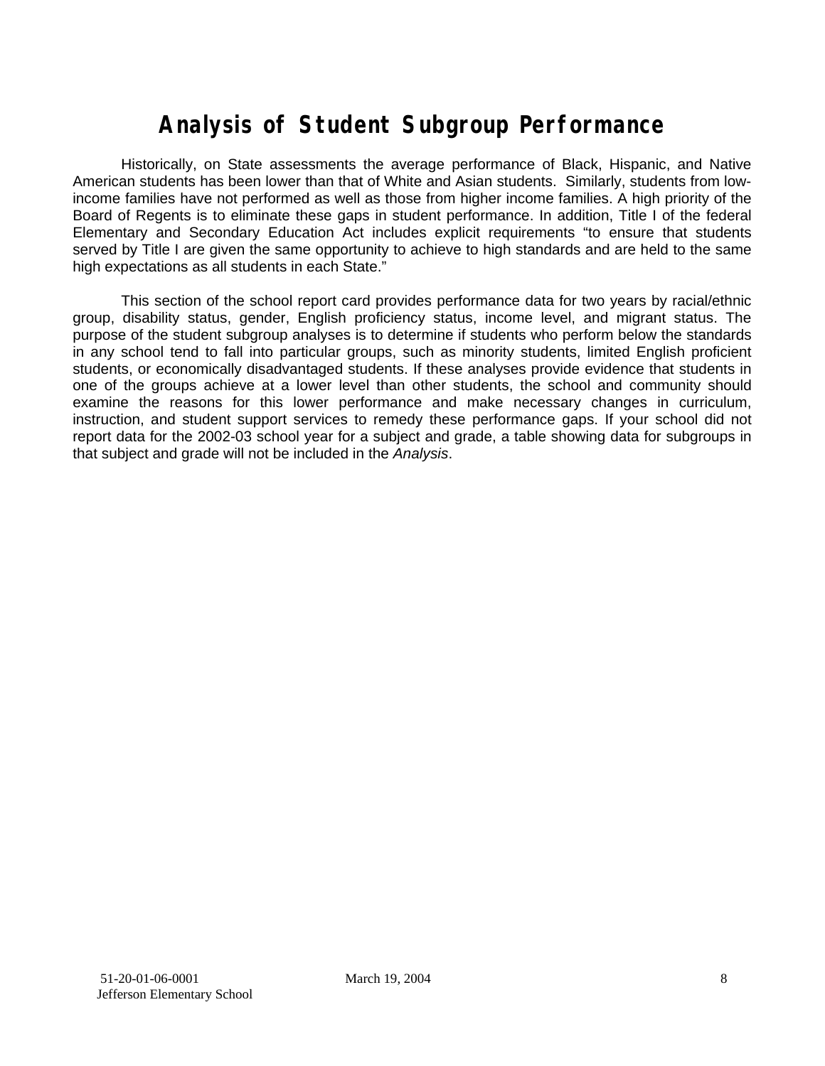# Analysis of Student Subgroup Performance

Historically, on State assessments the average performance of Black, Hispanic, and Native American students has been lower than that of White and Asian students. Similarly, students from low-income families have not performed as well as those from higher income families. A high priority of the Board of Regents is to eliminate these gaps in student performance. In addition, Title I of the federal Elementary and Secondary Education Act includes explicit requirements "to ensure that students served by Title I are given the same opportunity to achieve to high standards and are held to the same high expectations as all students in each State."

This section of the school report card provides performance data for two years by racial/ethnic group, disability status, gender, English proficiency status, income level, and migrant status. The purpose of the student subgroup analyses is to determine if students who perform below the standards in any school tend to fall into particular groups, such as minority students, limited English proficient students, or economically disadvantaged students. If these analyses provide evidence that students in one of the groups achieve at a lower level than other students, the school and community should examine the reasons for this lower performance and make necessary changes in curriculum, instruction, and student support services to remedy these performance gaps. If your school did not report data for the 2002-03 school year for a subject and grade, a table showing data for subgroups in that subject and grade will not be included in the *Analysis*.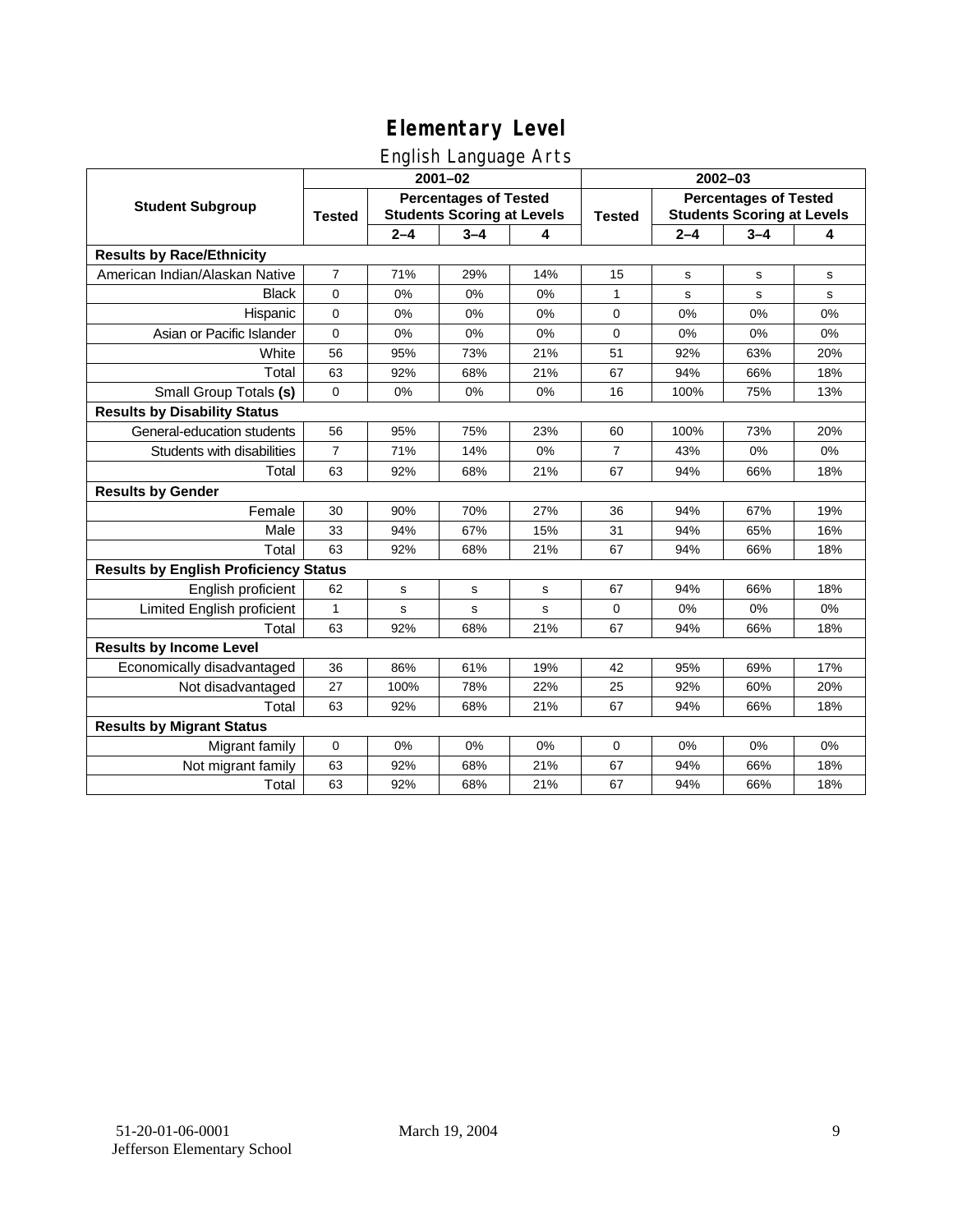# Elementary Level

## English Language Arts

| Student Subgroup | 2001–02 | | | | 2002–03 | | | |
|---|---|---|---|---|---|---|---|---|
| | Tested | Percentages of Tested Students Scoring at Levels | | | Tested | Percentages of Tested Students Scoring at Levels | | |
| | | 2–4 | 3–4 | 4 | | 2–4 | 3–4 | 4 |
| **Results by Race/Ethnicity** | | | | | | | | |
| American Indian/Alaskan Native | 7 | 71% | 29% | 14% | 15 | s | s | s |
| Black | 0 | 0% | 0% | 0% | 1 | s | s | s |
| Hispanic | 0 | 0% | 0% | 0% | 0 | 0% | 0% | 0% |
| Asian or Pacific Islander | 0 | 0% | 0% | 0% | 0 | 0% | 0% | 0% |
| White | 56 | 95% | 73% | 21% | 51 | 92% | 63% | 20% |
| Total | 63 | 92% | 68% | 21% | 67 | 94% | 66% | 18% |
| Small Group Totals **(s)** | 0 | 0% | 0% | 0% | 16 | 100% | 75% | 13% |
| **Results by Disability Status** | | | | | | | | |
| General-education students | 56 | 95% | 75% | 23% | 60 | 100% | 73% | 20% |
| Students with disabilities | 7 | 71% | 14% | 0% | 7 | 43% | 0% | 0% |
| Total | 63 | 92% | 68% | 21% | 67 | 94% | 66% | 18% |
| **Results by Gender** | | | | | | | | |
| Female | 30 | 90% | 70% | 27% | 36 | 94% | 67% | 19% |
| Male | 33 | 94% | 67% | 15% | 31 | 94% | 65% | 16% |
| Total | 63 | 92% | 68% | 21% | 67 | 94% | 66% | 18% |
| **Results by English Proficiency Status** | | | | | | | | |
| English proficient | 62 | s | s | s | 67 | 94% | 66% | 18% |
| Limited English proficient | 1 | s | s | s | 0 | 0% | 0% | 0% |
| Total | 63 | 92% | 68% | 21% | 67 | 94% | 66% | 18% |
| **Results by Income Level** | | | | | | | | |
| Economically disadvantaged | 36 | 86% | 61% | 19% | 42 | 95% | 69% | 17% |
| Not disadvantaged | 27 | 100% | 78% | 22% | 25 | 92% | 60% | 20% |
| Total | 63 | 92% | 68% | 21% | 67 | 94% | 66% | 18% |
| **Results by Migrant Status** | | | | | | | | |
| Migrant family | 0 | 0% | 0% | 0% | 0 | 0% | 0% | 0% |
| Not migrant family | 63 | 92% | 68% | 21% | 67 | 94% | 66% | 18% |
| Total | 63 | 92% | 68% | 21% | 67 | 94% | 66% | 18% |

51-20-01-06-0001
Jefferson Elementary School

March 19, 2004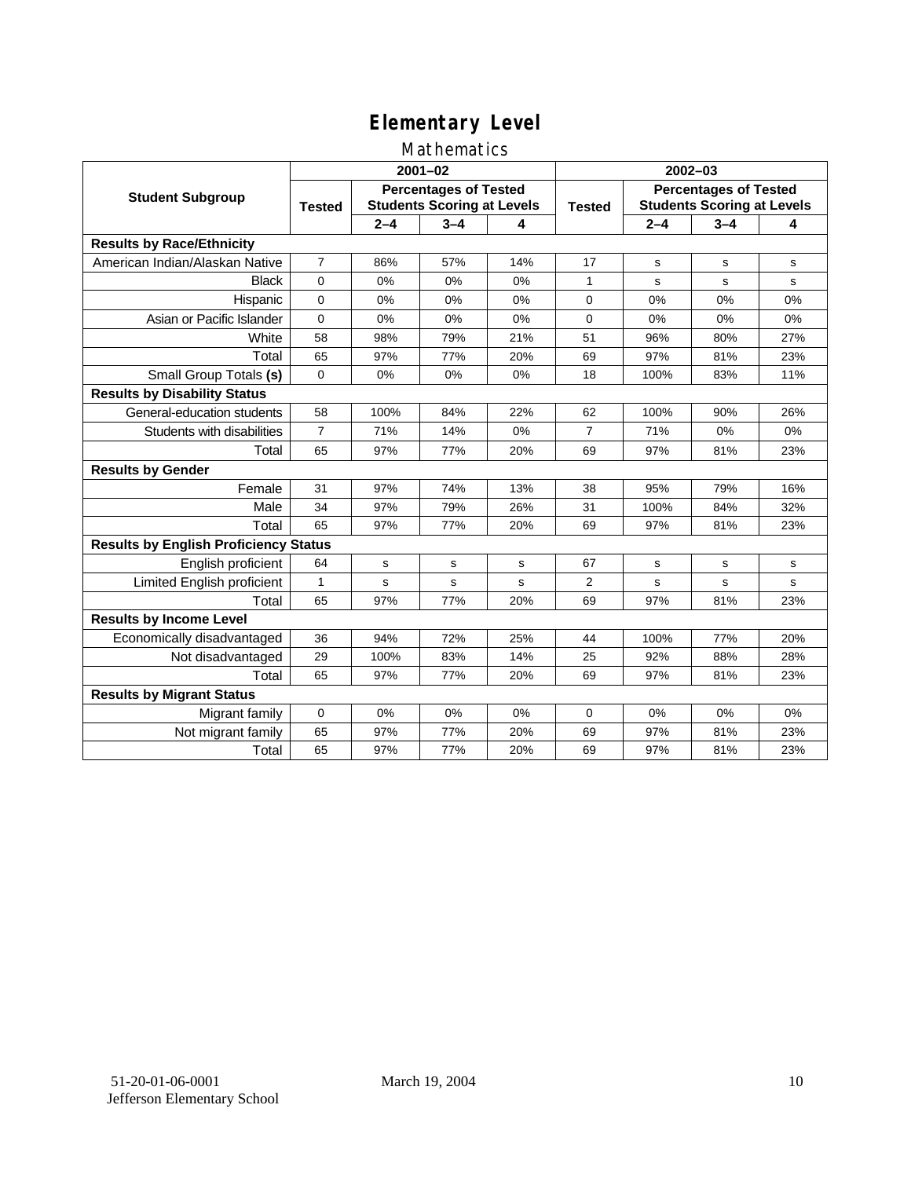# Elementary Level

## Mathematics

| Student Subgroup | 2001–02 | | | | 2002–03 | | | |
|---|---|---|---|---|---|---|---|---|
| | Tested | Percentages of Tested Students Scoring at Levels | | | Tested | Percentages of Tested Students Scoring at Levels | | |
| | | 2–4 | 3–4 | 4 | | 2–4 | 3–4 | 4 |
| **Results by Race/Ethnicity** | | | | | | | | |
| American Indian/Alaskan Native | 7 | 86% | 57% | 14% | 17 | s | s | s |
| Black | 0 | 0% | 0% | 0% | 1 | s | s | s |
| Hispanic | 0 | 0% | 0% | 0% | 0 | 0% | 0% | 0% |
| Asian or Pacific Islander | 0 | 0% | 0% | 0% | 0 | 0% | 0% | 0% |
| White | 58 | 98% | 79% | 21% | 51 | 96% | 80% | 27% |
| Total | 65 | 97% | 77% | 20% | 69 | 97% | 81% | 23% |
| Small Group Totals **(s)** | 0 | 0% | 0% | 0% | 18 | 100% | 83% | 11% |
| **Results by Disability Status** | | | | | | | | |
| General-education students | 58 | 100% | 84% | 22% | 62 | 100% | 90% | 26% |
| Students with disabilities | 7 | 71% | 14% | 0% | 7 | 71% | 0% | 0% |
| Total | 65 | 97% | 77% | 20% | 69 | 97% | 81% | 23% |
| **Results by Gender** | | | | | | | | |
| Female | 31 | 97% | 74% | 13% | 38 | 95% | 79% | 16% |
| Male | 34 | 97% | 79% | 26% | 31 | 100% | 84% | 32% |
| Total | 65 | 97% | 77% | 20% | 69 | 97% | 81% | 23% |
| **Results by English Proficiency Status** | | | | | | | | |
| English proficient | 64 | s | s | s | 67 | s | s | s |
| Limited English proficient | 1 | s | s | s | 2 | s | s | s |
| Total | 65 | 97% | 77% | 20% | 69 | 97% | 81% | 23% |
| **Results by Income Level** | | | | | | | | |
| Economically disadvantaged | 36 | 94% | 72% | 25% | 44 | 100% | 77% | 20% |
| Not disadvantaged | 29 | 100% | 83% | 14% | 25 | 92% | 88% | 28% |
| Total | 65 | 97% | 77% | 20% | 69 | 97% | 81% | 23% |
| **Results by Migrant Status** | | | | | | | | |
| Migrant family | 0 | 0% | 0% | 0% | 0 | 0% | 0% | 0% |
| Not migrant family | 65 | 97% | 77% | 20% | 69 | 97% | 81% | 23% |
| Total | 65 | 97% | 77% | 20% | 69 | 97% | 81% | 23% |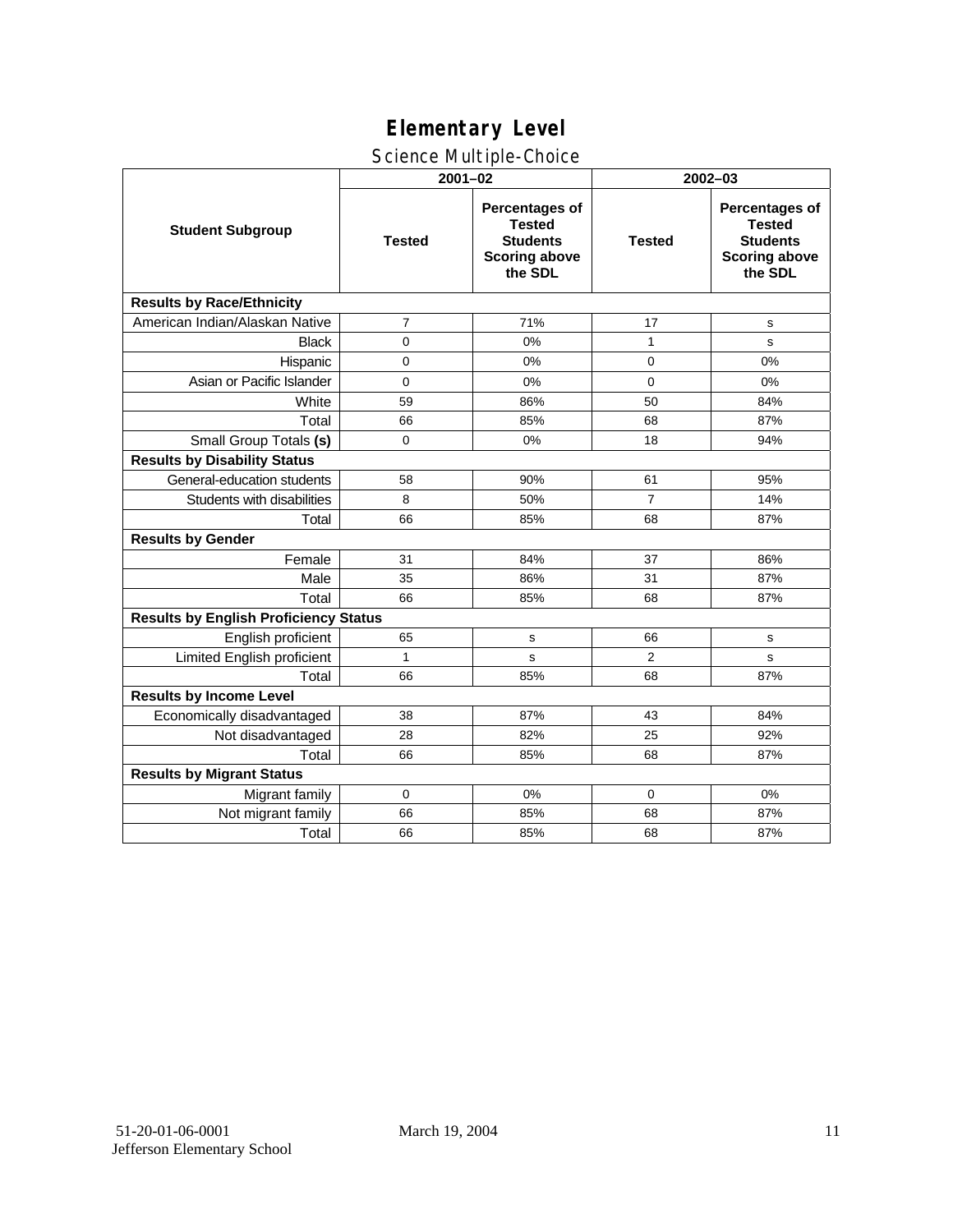# Elementary Level

## Science Multiple-Choice

| Student Subgroup | 2001–02 | | 2002–03 | |
|---|---|---|---|---|
| | Tested | Percentages of Tested Students Scoring above the SDL | Tested | Percentages of Tested Students Scoring above the SDL |
| **Results by Race/Ethnicity** | | | | |
| American Indian/Alaskan Native | 7 | 71% | 17 | s |
| Black | 0 | 0% | 1 | s |
| Hispanic | 0 | 0% | 0 | 0% |
| Asian or Pacific Islander | 0 | 0% | 0 | 0% |
| White | 59 | 86% | 50 | 84% |
| Total | 66 | 85% | 68 | 87% |
| Small Group Totals **(s)** | 0 | 0% | 18 | 94% |
| **Results by Disability Status** | | | | |
| General-education students | 58 | 90% | 61 | 95% |
| Students with disabilities | 8 | 50% | 7 | 14% |
| Total | 66 | 85% | 68 | 87% |
| **Results by Gender** | | | | |
| Female | 31 | 84% | 37 | 86% |
| Male | 35 | 86% | 31 | 87% |
| Total | 66 | 85% | 68 | 87% |
| **Results by English Proficiency Status** | | | | |
| English proficient | 65 | s | 66 | s |
| Limited English proficient | 1 | s | 2 | s |
| Total | 66 | 85% | 68 | 87% |
| **Results by Income Level** | | | | |
| Economically disadvantaged | 38 | 87% | 43 | 84% |
| Not disadvantaged | 28 | 82% | 25 | 92% |
| Total | 66 | 85% | 68 | 87% |
| **Results by Migrant Status** | | | | |
| Migrant family | 0 | 0% | 0 | 0% |
| Not migrant family | 66 | 85% | 68 | 87% |
| Total | 66 | 85% | 68 | 87% |

51-20-01-06-0001
Jefferson Elementary School

March 19, 2004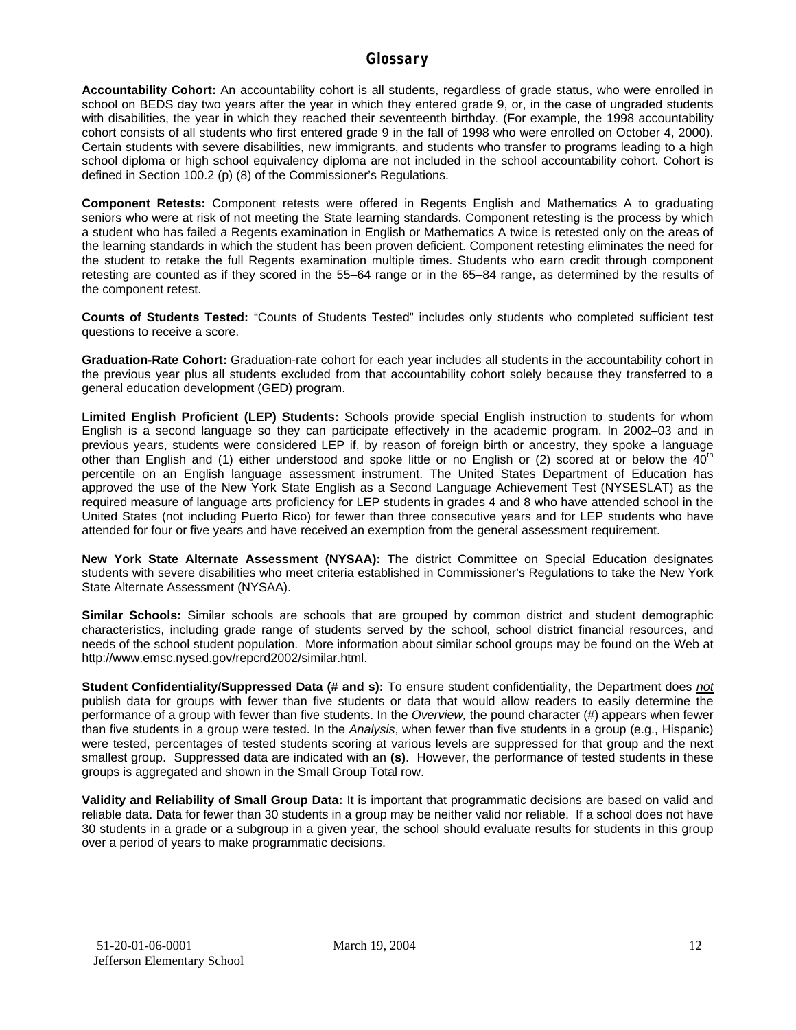# Glossary

**Accountability Cohort:** An accountability cohort is all students, regardless of grade status, who were enrolled in school on BEDS day two years after the year in which they entered grade 9, or, in the case of ungraded students with disabilities, the year in which they reached their seventeenth birthday. (For example, the 1998 accountability cohort consists of all students who first entered grade 9 in the fall of 1998 who were enrolled on October 4, 2000). Certain students with severe disabilities, new immigrants, and students who transfer to programs leading to a high school diploma or high school equivalency diploma are not included in the school accountability cohort. Cohort is defined in Section 100.2 (p) (8) of the Commissioner's Regulations.

**Component Retests:** Component retests were offered in Regents English and Mathematics A to graduating seniors who were at risk of not meeting the State learning standards. Component retesting is the process by which a student who has failed a Regents examination in English or Mathematics A twice is retested only on the areas of the learning standards in which the student has been proven deficient. Component retesting eliminates the need for the student to retake the full Regents examination multiple times. Students who earn credit through component retesting are counted as if they scored in the 55–64 range or in the 65–84 range, as determined by the results of the component retest.

**Counts of Students Tested:** "Counts of Students Tested" includes only students who completed sufficient test questions to receive a score.

**Graduation-Rate Cohort:** Graduation-rate cohort for each year includes all students in the accountability cohort in the previous year plus all students excluded from that accountability cohort solely because they transferred to a general education development (GED) program.

**Limited English Proficient (LEP) Students:** Schools provide special English instruction to students for whom English is a second language so they can participate effectively in the academic program. In 2002–03 and in previous years, students were considered LEP if, by reason of foreign birth or ancestry, they spoke a language other than English and (1) either understood and spoke little or no English or (2) scored at or below the 40th percentile on an English language assessment instrument. The United States Department of Education has approved the use of the New York State English as a Second Language Achievement Test (NYSESLAT) as the required measure of language arts proficiency for LEP students in grades 4 and 8 who have attended school in the United States (not including Puerto Rico) for fewer than three consecutive years and for LEP students who have attended for four or five years and have received an exemption from the general assessment requirement.

**New York State Alternate Assessment (NYSAA):** The district Committee on Special Education designates students with severe disabilities who meet criteria established in Commissioner's Regulations to take the New York State Alternate Assessment (NYSAA).

**Similar Schools:** Similar schools are schools that are grouped by common district and student demographic characteristics, including grade range of students served by the school, school district financial resources, and needs of the school student population. More information about similar school groups may be found on the Web at http://www.emsc.nysed.gov/repcrd2002/similar.html.

**Student Confidentiality/Suppressed Data (# and s):** To ensure student confidentiality, the Department does *not* publish data for groups with fewer than five students or data that would allow readers to easily determine the performance of a group with fewer than five students. In the *Overview,* the pound character (#) appears when fewer than five students in a group were tested. In the *Analysis*, when fewer than five students in a group (e.g., Hispanic) were tested, percentages of tested students scoring at various levels are suppressed for that group and the next smallest group. Suppressed data are indicated with an **(s)**. However, the performance of tested students in these groups is aggregated and shown in the Small Group Total row.

**Validity and Reliability of Small Group Data:** It is important that programmatic decisions are based on valid and reliable data. Data for fewer than 30 students in a group may be neither valid nor reliable. If a school does not have 30 students in a grade or a subgroup in a given year, the school should evaluate results for students in this group over a period of years to make programmatic decisions.